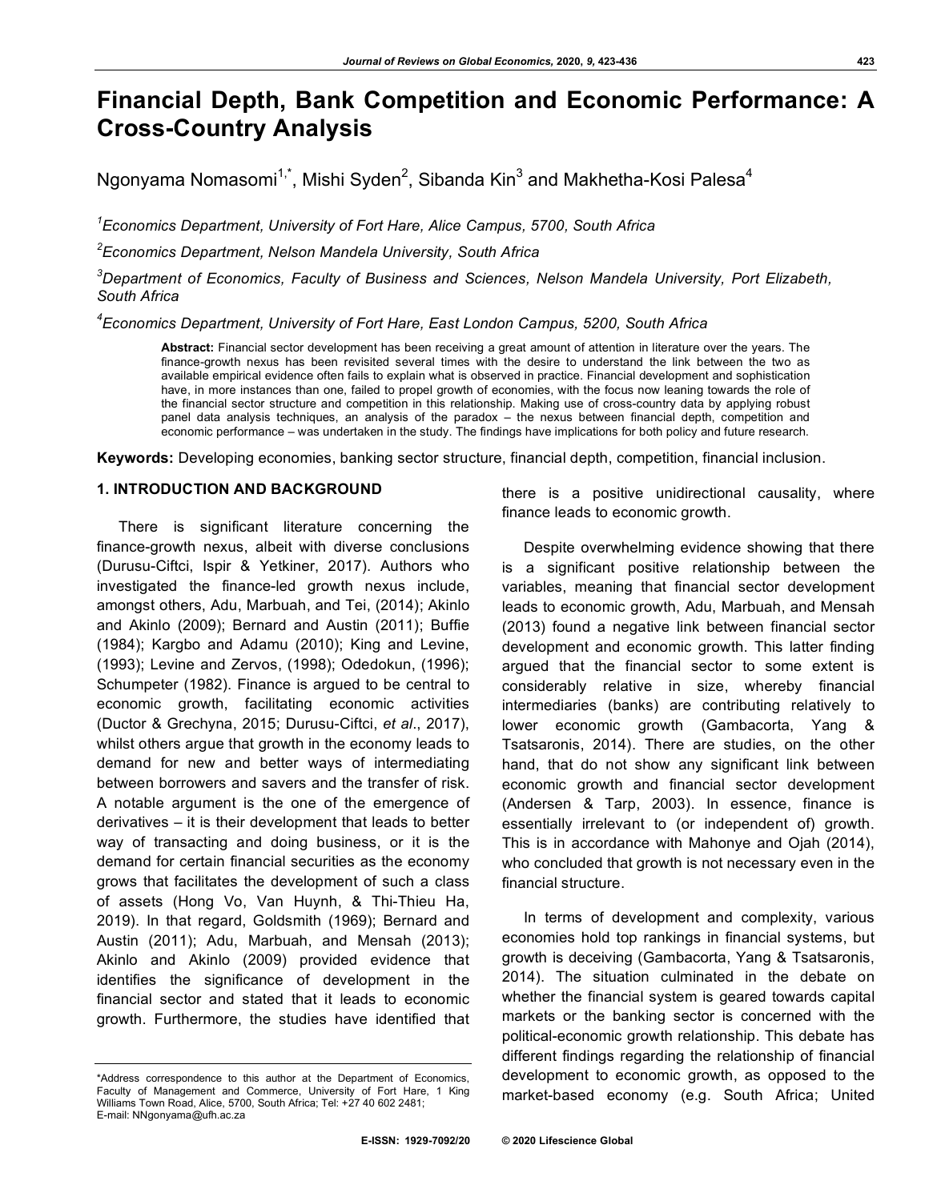# Financial Depth, Bank Competition and Economic Performance: A Cross-Country Analysis

Ngonyama Nomasomi[1,*], Mishi Syden[2], Sibanda Kin[3] and Makhetha-Kosi Palesa[4]

[1]*Economics Department, University of Fort Hare, Alice Campus, 5700, South Africa*

[2]*Economics Department, Nelson Mandela University, South Africa*

[3]*Department of Economics, Faculty of Business and Sciences, Nelson Mandela University, Port Elizabeth, South Africa*

[4]*Economics Department, University of Fort Hare, East London Campus, 5200, South Africa*

**Abstract:** Financial sector development has been receiving a great amount of attention in literature over the years. The finance-growth nexus has been revisited several times with the desire to understand the link between the two as available empirical evidence often fails to explain what is observed in practice. Financial development and sophistication have, in more instances than one, failed to propel growth of economies, with the focus now leaning towards the role of the financial sector structure and competition in this relationship. Making use of cross-country data by applying robust panel data analysis techniques, an analysis of the paradox – the nexus between financial depth, competition and economic performance – was undertaken in the study. The findings have implications for both policy and future research.

**Keywords:** Developing economies, banking sector structure, financial depth, competition, financial inclusion.

## 1. INTRODUCTION AND BACKGROUND

There is significant literature concerning the finance-growth nexus, albeit with diverse conclusions (Durusu-Ciftci, Ispir & Yetkiner, 2017). Authors who investigated the finance-led growth nexus include, amongst others, Adu, Marbuah, and Tei, (2014); Akinlo and Akinlo (2009); Bernard and Austin (2011); Buffie (1984); Kargbo and Adamu (2010); King and Levine, (1993); Levine and Zervos, (1998); Odedokun, (1996); Schumpeter (1982). Finance is argued to be central to economic growth, facilitating economic activities (Ductor & Grechyna, 2015; Durusu-Ciftci, *et al*., 2017), whilst others argue that growth in the economy leads to demand for new and better ways of intermediating between borrowers and savers and the transfer of risk. A notable argument is the one of the emergence of derivatives – it is their development that leads to better way of transacting and doing business, or it is the demand for certain financial securities as the economy grows that facilitates the development of such a class of assets (Hong Vo, Van Huynh, & Thi-Thieu Ha, 2019). In that regard, Goldsmith (1969); Bernard and Austin (2011); Adu, Marbuah, and Mensah (2013); Akinlo and Akinlo (2009) provided evidence that identifies the significance of development in the financial sector and stated that it leads to economic growth. Furthermore, the studies have identified that there is a positive unidirectional causality, where finance leads to economic growth.

Despite overwhelming evidence showing that there is a significant positive relationship between the variables, meaning that financial sector development leads to economic growth, Adu, Marbuah, and Mensah (2013) found a negative link between financial sector development and economic growth. This latter finding argued that the financial sector to some extent is considerably relative in size, whereby financial intermediaries (banks) are contributing relatively to lower economic growth (Gambacorta, Yang & Tsatsaronis, 2014). There are studies, on the other hand, that do not show any significant link between economic growth and financial sector development (Andersen & Tarp, 2003). In essence, finance is essentially irrelevant to (or independent of) growth. This is in accordance with Mahonye and Ojah (2014), who concluded that growth is not necessary even in the financial structure.

In terms of development and complexity, various economies hold top rankings in financial systems, but growth is deceiving (Gambacorta, Yang & Tsatsaronis, 2014). The situation culminated in the debate on whether the financial system is geared towards capital markets or the banking sector is concerned with the political-economic growth relationship. This debate has different findings regarding the relationship of financial development to economic growth, as opposed to the market-based economy (e.g. South Africa; United

*Address correspondence to this author at the Department of Economics, Faculty of Management and Commerce, University of Fort Hare, 1 King Williams Town Road, Alice, 5700, South Africa; Tel: +27 40 602 2481; E-mail: NNgonyama@ufh.ac.za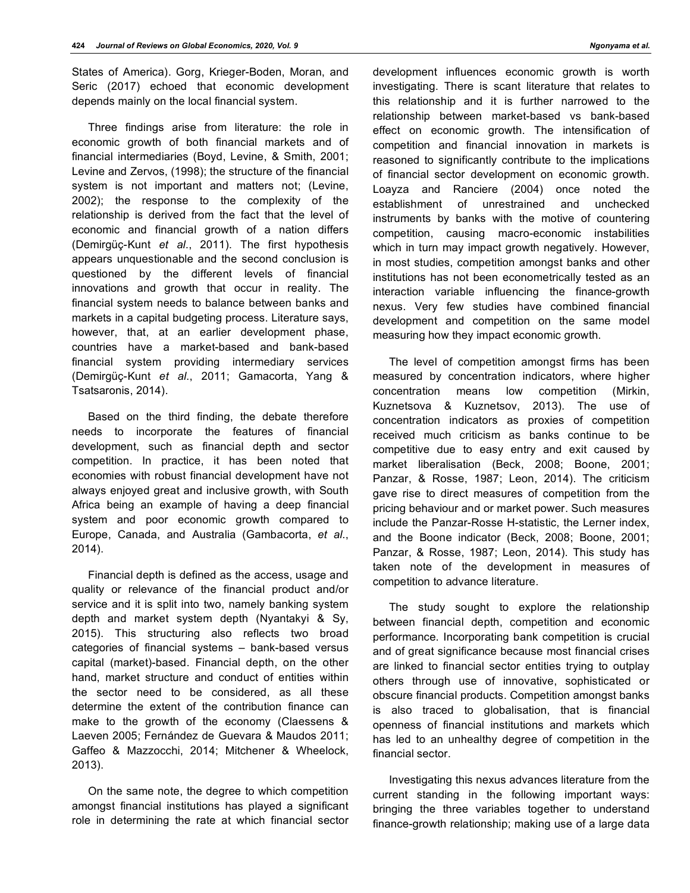States of America). Gorg, Krieger-Boden, Moran, and Seric (2017) echoed that economic development depends mainly on the local financial system.

Three findings arise from literature: the role in economic growth of both financial markets and of financial intermediaries (Boyd, Levine, & Smith, 2001; Levine and Zervos, (1998); the structure of the financial system is not important and matters not; (Levine, 2002); the response to the complexity of the relationship is derived from the fact that the level of economic and financial growth of a nation differs (Demirgüç-Kunt *et al*., 2011). The first hypothesis appears unquestionable and the second conclusion is questioned by the different levels of financial innovations and growth that occur in reality. The financial system needs to balance between banks and markets in a capital budgeting process. Literature says, however, that, at an earlier development phase, countries have a market-based and bank-based financial system providing intermediary services (Demirgüç-Kunt *et al*., 2011; Gamacorta, Yang & Tsatsaronis, 2014).

Based on the third finding, the debate therefore needs to incorporate the features of financial development, such as financial depth and sector competition. In practice, it has been noted that economies with robust financial development have not always enjoyed great and inclusive growth, with South Africa being an example of having a deep financial system and poor economic growth compared to Europe, Canada, and Australia (Gambacorta, *et al*., 2014).

Financial depth is defined as the access, usage and quality or relevance of the financial product and/or service and it is split into two, namely banking system depth and market system depth (Nyantakyi & Sy, 2015). This structuring also reflects two broad categories of financial systems – bank-based versus capital (market)-based. Financial depth, on the other hand, market structure and conduct of entities within the sector need to be considered, as all these determine the extent of the contribution finance can make to the growth of the economy (Claessens & Laeven 2005; Fernández de Guevara & Maudos 2011; Gaffeo & Mazzocchi, 2014; Mitchener & Wheelock, 2013).

On the same note, the degree to which competition amongst financial institutions has played a significant role in determining the rate at which financial sector development influences economic growth is worth investigating. There is scant literature that relates to this relationship and it is further narrowed to the relationship between market-based vs bank-based effect on economic growth. The intensification of competition and financial innovation in markets is reasoned to significantly contribute to the implications of financial sector development on economic growth. Loayza and Ranciere (2004) once noted the establishment of unrestrained and unchecked instruments by banks with the motive of countering competition, causing macro-economic instabilities which in turn may impact growth negatively. However, in most studies, competition amongst banks and other institutions has not been econometrically tested as an interaction variable influencing the finance-growth nexus. Very few studies have combined financial development and competition on the same model measuring how they impact economic growth.

The level of competition amongst firms has been measured by concentration indicators, where higher concentration means low competition (Mirkin, Kuznetsova & Kuznetsov, 2013). The use of concentration indicators as proxies of competition received much criticism as banks continue to be competitive due to easy entry and exit caused by market liberalisation (Beck, 2008; Boone, 2001; Panzar, & Rosse, 1987; Leon, 2014). The criticism gave rise to direct measures of competition from the pricing behaviour and or market power. Such measures include the Panzar-Rosse H-statistic, the Lerner index, and the Boone indicator (Beck, 2008; Boone, 2001; Panzar, & Rosse, 1987; Leon, 2014). This study has taken note of the development in measures of competition to advance literature.

The study sought to explore the relationship between financial depth, competition and economic performance. Incorporating bank competition is crucial and of great significance because most financial crises are linked to financial sector entities trying to outplay others through use of innovative, sophisticated or obscure financial products. Competition amongst banks is also traced to globalisation, that is financial openness of financial institutions and markets which has led to an unhealthy degree of competition in the financial sector.

Investigating this nexus advances literature from the current standing in the following important ways: bringing the three variables together to understand finance-growth relationship; making use of a large data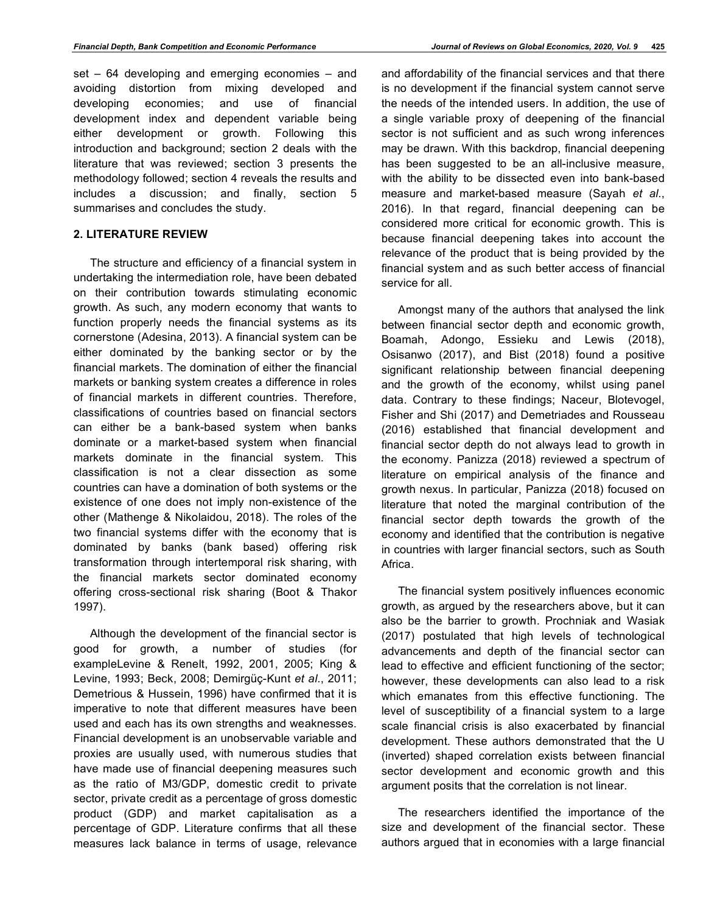set – 64 developing and emerging economies – and avoiding distortion from mixing developed and developing economies; and use of financial development index and dependent variable being either development or growth. Following this introduction and background; section 2 deals with the literature that was reviewed; section 3 presents the methodology followed; section 4 reveals the results and includes a discussion; and finally, section 5 summarises and concludes the study.

## 2. LITERATURE REVIEW

The structure and efficiency of a financial system in undertaking the intermediation role, have been debated on their contribution towards stimulating economic growth. As such, any modern economy that wants to function properly needs the financial systems as its cornerstone (Adesina, 2013). A financial system can be either dominated by the banking sector or by the financial markets. The domination of either the financial markets or banking system creates a difference in roles of financial markets in different countries. Therefore, classifications of countries based on financial sectors can either be a bank-based system when banks dominate or a market-based system when financial markets dominate in the financial system. This classification is not a clear dissection as some countries can have a domination of both systems or the existence of one does not imply non-existence of the other (Mathenge & Nikolaidou, 2018). The roles of the two financial systems differ with the economy that is dominated by banks (bank based) offering risk transformation through intertemporal risk sharing, with the financial markets sector dominated economy offering cross-sectional risk sharing (Boot & Thakor 1997).

Although the development of the financial sector is good for growth, a number of studies (for exampleLevine & Renelt, 1992, 2001, 2005; King & Levine, 1993; Beck, 2008; Demirgüç-Kunt *et al*., 2011; Demetrious & Hussein, 1996) have confirmed that it is imperative to note that different measures have been used and each has its own strengths and weaknesses. Financial development is an unobservable variable and proxies are usually used, with numerous studies that have made use of financial deepening measures such as the ratio of M3/GDP, domestic credit to private sector, private credit as a percentage of gross domestic product (GDP) and market capitalisation as a percentage of GDP. Literature confirms that all these measures lack balance in terms of usage, relevance and affordability of the financial services and that there is no development if the financial system cannot serve the needs of the intended users. In addition, the use of a single variable proxy of deepening of the financial sector is not sufficient and as such wrong inferences may be drawn. With this backdrop, financial deepening has been suggested to be an all-inclusive measure, with the ability to be dissected even into bank-based measure and market-based measure (Sayah *et al*., 2016). In that regard, financial deepening can be considered more critical for economic growth. This is because financial deepening takes into account the relevance of the product that is being provided by the financial system and as such better access of financial service for all.

Amongst many of the authors that analysed the link between financial sector depth and economic growth, Boamah, Adongo, Essieku and Lewis (2018), Osisanwo (2017), and Bist (2018) found a positive significant relationship between financial deepening and the growth of the economy, whilst using panel data. Contrary to these findings; Naceur, Blotevogel, Fisher and Shi (2017) and Demetriades and Rousseau (2016) established that financial development and financial sector depth do not always lead to growth in the economy. Panizza (2018) reviewed a spectrum of literature on empirical analysis of the finance and growth nexus. In particular, Panizza (2018) focused on literature that noted the marginal contribution of the financial sector depth towards the growth of the economy and identified that the contribution is negative in countries with larger financial sectors, such as South Africa.

The financial system positively influences economic growth, as argued by the researchers above, but it can also be the barrier to growth. Prochniak and Wasiak (2017) postulated that high levels of technological advancements and depth of the financial sector can lead to effective and efficient functioning of the sector; however, these developments can also lead to a risk which emanates from this effective functioning. The level of susceptibility of a financial system to a large scale financial crisis is also exacerbated by financial development. These authors demonstrated that the U (inverted) shaped correlation exists between financial sector development and economic growth and this argument posits that the correlation is not linear.

The researchers identified the importance of the size and development of the financial sector. These authors argued that in economies with a large financial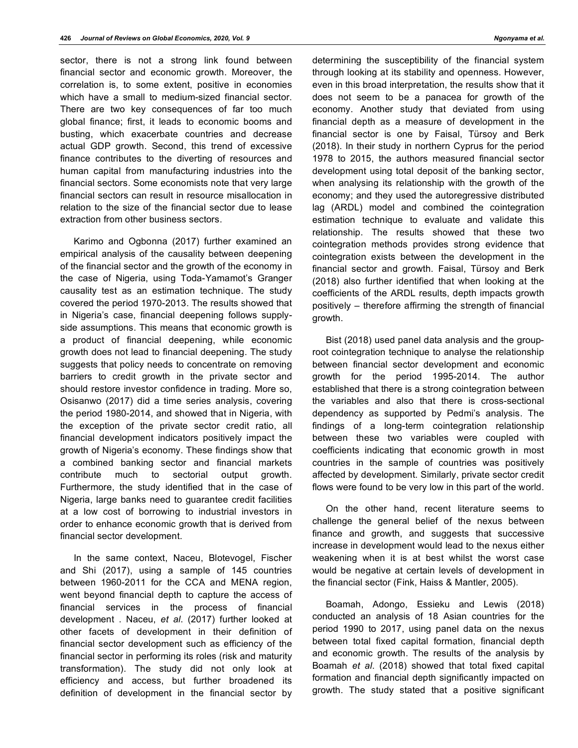sector, there is not a strong link found between financial sector and economic growth. Moreover, the correlation is, to some extent, positive in economies which have a small to medium-sized financial sector. There are two key consequences of far too much global finance; first, it leads to economic booms and busting, which exacerbate countries and decrease actual GDP growth. Second, this trend of excessive finance contributes to the diverting of resources and human capital from manufacturing industries into the financial sectors. Some economists note that very large financial sectors can result in resource misallocation in relation to the size of the financial sector due to lease extraction from other business sectors.

Karimo and Ogbonna (2017) further examined an empirical analysis of the causality between deepening of the financial sector and the growth of the economy in the case of Nigeria, using Toda-Yamamot's Granger causality test as an estimation technique. The study covered the period 1970-2013. The results showed that in Nigeria's case, financial deepening follows supply-side assumptions. This means that economic growth is a product of financial deepening, while economic growth does not lead to financial deepening. The study suggests that policy needs to concentrate on removing barriers to credit growth in the private sector and should restore investor confidence in trading. More so, Osisanwo (2017) did a time series analysis, covering the period 1980-2014, and showed that in Nigeria, with the exception of the private sector credit ratio, all financial development indicators positively impact the growth of Nigeria's economy. These findings show that a combined banking sector and financial markets contribute much to sectorial output growth. Furthermore, the study identified that in the case of Nigeria, large banks need to guarantee credit facilities at a low cost of borrowing to industrial investors in order to enhance economic growth that is derived from financial sector development.

In the same context, Naceu, Blotevogel, Fischer and Shi (2017), using a sample of 145 countries between 1960-2011 for the CCA and MENA region, went beyond financial depth to capture the access of financial services in the process of financial development . Naceu, *et al*. (2017) further looked at other facets of development in their definition of financial sector development such as efficiency of the financial sector in performing its roles (risk and maturity transformation). The study did not only look at efficiency and access, but further broadened its definition of development in the financial sector by determining the susceptibility of the financial system through looking at its stability and openness. However, even in this broad interpretation, the results show that it does not seem to be a panacea for growth of the economy. Another study that deviated from using financial depth as a measure of development in the financial sector is one by Faisal, Türsoy and Berk (2018). In their study in northern Cyprus for the period 1978 to 2015, the authors measured financial sector development using total deposit of the banking sector, when analysing its relationship with the growth of the economy; and they used the autoregressive distributed lag (ARDL) model and combined the cointegration estimation technique to evaluate and validate this relationship. The results showed that these two cointegration methods provides strong evidence that cointegration exists between the development in the financial sector and growth. Faisal, Türsoy and Berk (2018) also further identified that when looking at the coefficients of the ARDL results, depth impacts growth positively – therefore affirming the strength of financial growth.

Bist (2018) used panel data analysis and the group-root cointegration technique to analyse the relationship between financial sector development and economic growth for the period 1995-2014. The author established that there is a strong cointegration between the variables and also that there is cross-sectional dependency as supported by Pedmi's analysis. The findings of a long-term cointegration relationship between these two variables were coupled with coefficients indicating that economic growth in most countries in the sample of countries was positively affected by development. Similarly, private sector credit flows were found to be very low in this part of the world.

On the other hand, recent literature seems to challenge the general belief of the nexus between finance and growth, and suggests that successive increase in development would lead to the nexus either weakening when it is at best whilst the worst case would be negative at certain levels of development in the financial sector (Fink, Haiss & Mantler, 2005).

Boamah, Adongo, Essieku and Lewis (2018) conducted an analysis of 18 Asian countries for the period 1990 to 2017, using panel data on the nexus between total fixed capital formation, financial depth and economic growth. The results of the analysis by Boamah *et al*. (2018) showed that total fixed capital formation and financial depth significantly impacted on growth. The study stated that a positive significant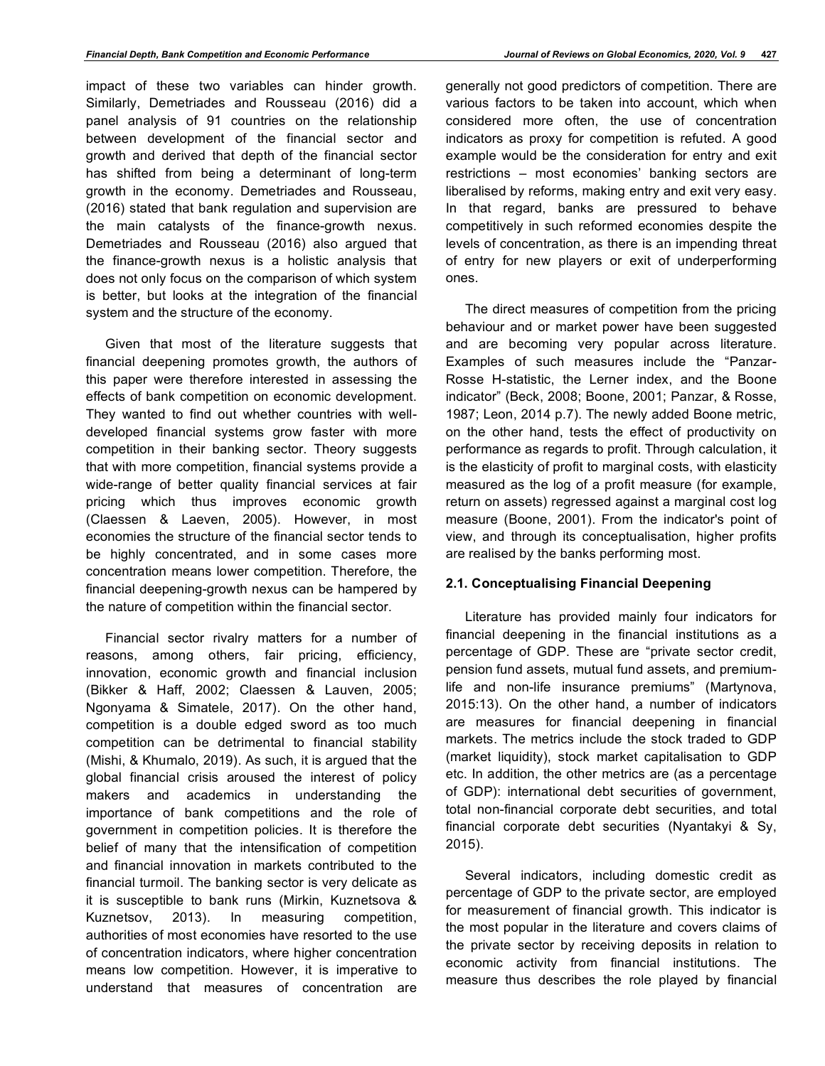impact of these two variables can hinder growth. Similarly, Demetriades and Rousseau (2016) did a panel analysis of 91 countries on the relationship between development of the financial sector and growth and derived that depth of the financial sector has shifted from being a determinant of long-term growth in the economy. Demetriades and Rousseau, (2016) stated that bank regulation and supervision are the main catalysts of the finance-growth nexus. Demetriades and Rousseau (2016) also argued that the finance-growth nexus is a holistic analysis that does not only focus on the comparison of which system is better, but looks at the integration of the financial system and the structure of the economy.

Given that most of the literature suggests that financial deepening promotes growth, the authors of this paper were therefore interested in assessing the effects of bank competition on economic development. They wanted to find out whether countries with well-developed financial systems grow faster with more competition in their banking sector. Theory suggests that with more competition, financial systems provide a wide-range of better quality financial services at fair pricing which thus improves economic growth (Claessen & Laeven, 2005). However, in most economies the structure of the financial sector tends to be highly concentrated, and in some cases more concentration means lower competition. Therefore, the financial deepening-growth nexus can be hampered by the nature of competition within the financial sector.

Financial sector rivalry matters for a number of reasons, among others, fair pricing, efficiency, innovation, economic growth and financial inclusion (Bikker & Haff, 2002; Claessen & Lauven, 2005; Ngonyama & Simatele, 2017). On the other hand, competition is a double edged sword as too much competition can be detrimental to financial stability (Mishi, & Khumalo, 2019). As such, it is argued that the global financial crisis aroused the interest of policy makers and academics in understanding the importance of bank competitions and the role of government in competition policies. It is therefore the belief of many that the intensification of competition and financial innovation in markets contributed to the financial turmoil. The banking sector is very delicate as it is susceptible to bank runs (Mirkin, Kuznetsova & Kuznetsov, 2013). In measuring competition, authorities of most economies have resorted to the use of concentration indicators, where higher concentration means low competition. However, it is imperative to understand that measures of concentration are generally not good predictors of competition. There are various factors to be taken into account, which when considered more often, the use of concentration indicators as proxy for competition is refuted. A good example would be the consideration for entry and exit restrictions – most economies' banking sectors are liberalised by reforms, making entry and exit very easy. In that regard, banks are pressured to behave competitively in such reformed economies despite the levels of concentration, as there is an impending threat of entry for new players or exit of underperforming ones.

The direct measures of competition from the pricing behaviour and or market power have been suggested and are becoming very popular across literature. Examples of such measures include the "Panzar-Rosse H-statistic, the Lerner index, and the Boone indicator" (Beck, 2008; Boone, 2001; Panzar, & Rosse, 1987; Leon, 2014 p.7). The newly added Boone metric, on the other hand, tests the effect of productivity on performance as regards to profit. Through calculation, it is the elasticity of profit to marginal costs, with elasticity measured as the log of a profit measure (for example, return on assets) regressed against a marginal cost log measure (Boone, 2001). From the indicator's point of view, and through its conceptualisation, higher profits are realised by the banks performing most.

### 2.1. Conceptualising Financial Deepening

Literature has provided mainly four indicators for financial deepening in the financial institutions as a percentage of GDP. These are "private sector credit, pension fund assets, mutual fund assets, and premium-life and non-life insurance premiums" (Martynova, 2015:13). On the other hand, a number of indicators are measures for financial deepening in financial markets. The metrics include the stock traded to GDP (market liquidity), stock market capitalisation to GDP etc. In addition, the other metrics are (as a percentage of GDP): international debt securities of government, total non-financial corporate debt securities, and total financial corporate debt securities (Nyantakyi & Sy, 2015).

Several indicators, including domestic credit as percentage of GDP to the private sector, are employed for measurement of financial growth. This indicator is the most popular in the literature and covers claims of the private sector by receiving deposits in relation to economic activity from financial institutions. The measure thus describes the role played by financial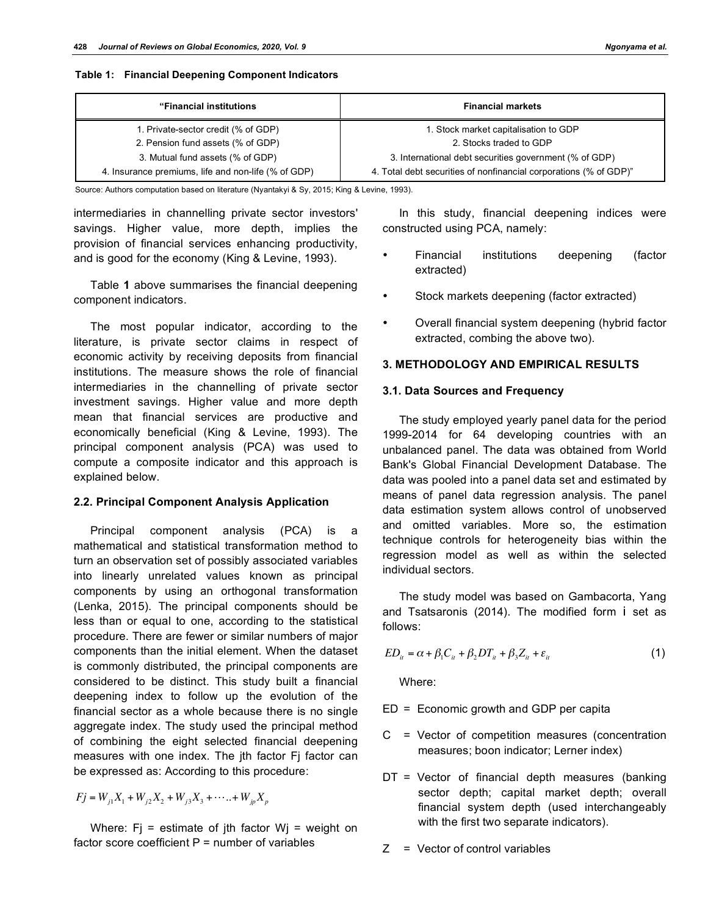**Table 1: Financial Deepening Component Indicators**

| "Financial institutions | Financial markets |
|---|---|
| 1. Private-sector credit (% of GDP) | 1. Stock market capitalisation to GDP |
| 2. Pension fund assets (% of GDP) | 2. Stocks traded to GDP |
| 3. Mutual fund assets (% of GDP) | 3. International debt securities government (% of GDP) |
| 4. Insurance premiums, life and non-life (% of GDP) | 4. Total debt securities of nonfinancial corporations (% of GDP)" |

Source: Authors computation based on literature (Nyantakyi & Sy, 2015; King & Levine, 1993).

intermediaries in channelling private sector investors' savings. Higher value, more depth, implies the provision of financial services enhancing productivity, and is good for the economy (King & Levine, 1993).

Table **1** above summarises the financial deepening component indicators.

The most popular indicator, according to the literature, is private sector claims in respect of economic activity by receiving deposits from financial institutions. The measure shows the role of financial intermediaries in the channelling of private sector investment savings. Higher value and more depth mean that financial services are productive and economically beneficial (King & Levine, 1993). The principal component analysis (PCA) was used to compute a composite indicator and this approach is explained below.

### 2.2. Principal Component Analysis Application

Principal component analysis (PCA) is a mathematical and statistical transformation method to turn an observation set of possibly associated variables into linearly unrelated values known as principal components by using an orthogonal transformation (Lenka, 2015). The principal components should be less than or equal to one, according to the statistical procedure. There are fewer or similar numbers of major components than the initial element. When the dataset is commonly distributed, the principal components are considered to be distinct. This study built a financial deepening index to follow up the evolution of the financial sector as a whole because there is no single aggregate index. The study used the principal method of combining the eight selected financial deepening measures with one index. The jth factor Fj factor can be expressed as: According to this procedure:

$$Fj = W_{j1}X_1 + W_{j2}X_2 + W_{j3}X_3 + \cdots .. + W_{jp}X_p$$

Where: Fj = estimate of jth factor Wj = weight on factor score coefficient P = number of variables

In this study, financial deepening indices were constructed using PCA, namely:

- Financial institutions deepening (factor extracted)
- Stock markets deepening (factor extracted)
- Overall financial system deepening (hybrid factor extracted, combing the above two).

## 3. METHODOLOGY AND EMPIRICAL RESULTS

### 3.1. Data Sources and Frequency

The study employed yearly panel data for the period 1999-2014 for 64 developing countries with an unbalanced panel. The data was obtained from World Bank's Global Financial Development Database. The data was pooled into a panel data set and estimated by means of panel data regression analysis. The panel data estimation system allows control of unobserved and omitted variables. More so, the estimation technique controls for heterogeneity bias within the regression model as well as within the selected individual sectors.

The study model was based on Gambacorta, Yang and Tsatsaronis (2014). The modified form i set as follows:

$$ED_{it} = \alpha + \beta_1 C_{it} + \beta_2 DT_{it} + \beta_3 Z_{it} + \varepsilon_{it} \tag{1}$$

Where:

ED = Economic growth and GDP per capita

C = Vector of competition measures (concentration measures; boon indicator; Lerner index)

DT = Vector of financial depth measures (banking sector depth; capital market depth; overall financial system depth (used interchangeably with the first two separate indicators).

Z = Vector of control variables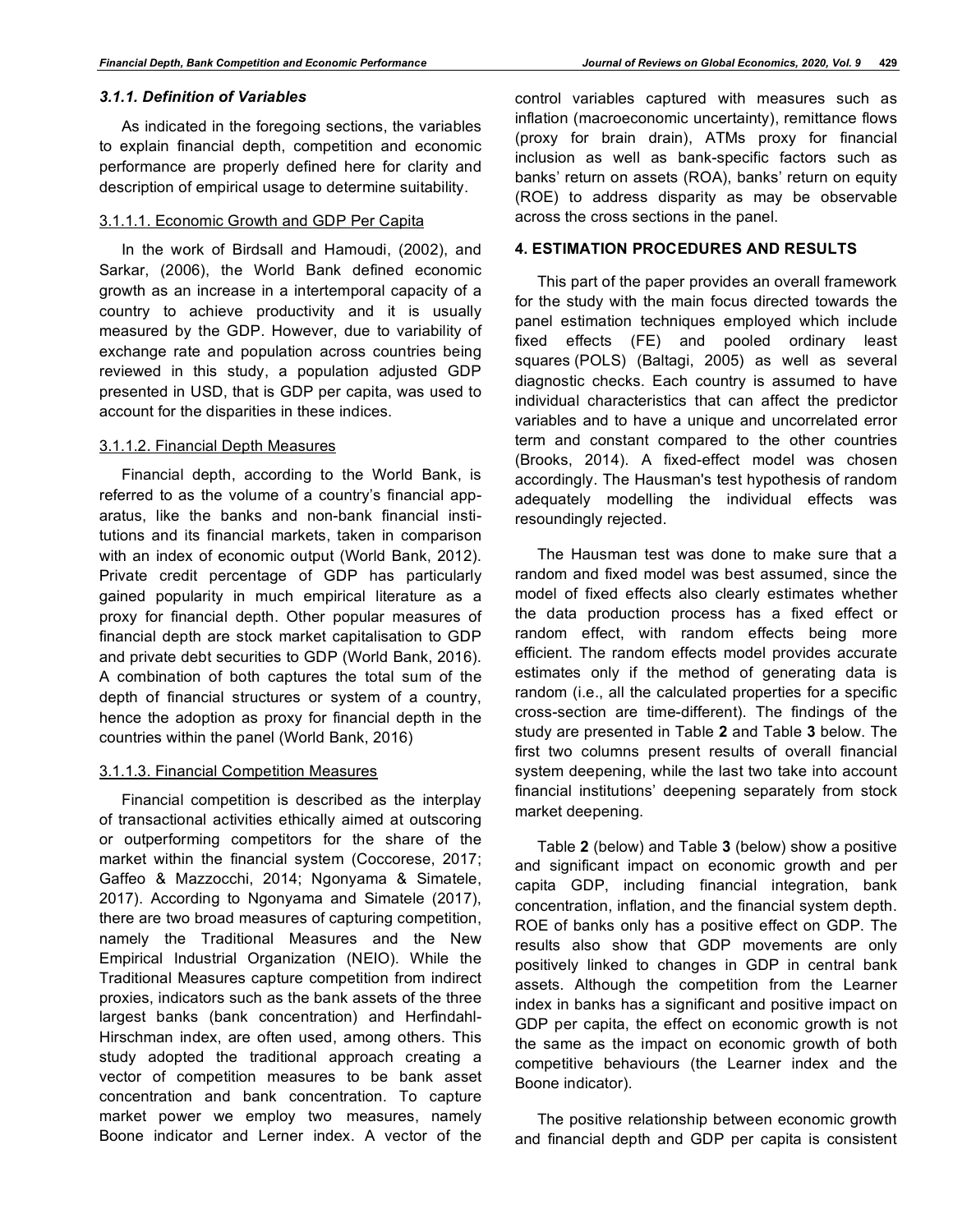### *3.1.1. Definition of Variables*

As indicated in the foregoing sections, the variables to explain financial depth, competition and economic performance are properly defined here for clarity and description of empirical usage to determine suitability.

#### 3.1.1.1. Economic Growth and GDP Per Capita

In the work of Birdsall and Hamoudi, (2002), and Sarkar, (2006), the World Bank defined economic growth as an increase in a intertemporal capacity of a country to achieve productivity and it is usually measured by the GDP. However, due to variability of exchange rate and population across countries being reviewed in this study, a population adjusted GDP presented in USD, that is GDP per capita, was used to account for the disparities in these indices.

#### 3.1.1.2. Financial Depth Measures

Financial depth, according to the World Bank, is referred to as the volume of a country's financial apparatus, like the banks and non-bank financial institutions and its financial markets, taken in comparison with an index of economic output (World Bank, 2012). Private credit percentage of GDP has particularly gained popularity in much empirical literature as a proxy for financial depth. Other popular measures of financial depth are stock market capitalisation to GDP and private debt securities to GDP (World Bank, 2016). A combination of both captures the total sum of the depth of financial structures or system of a country, hence the adoption as proxy for financial depth in the countries within the panel (World Bank, 2016)

#### 3.1.1.3. Financial Competition Measures

Financial competition is described as the interplay of transactional activities ethically aimed at outscoring or outperforming competitors for the share of the market within the financial system (Coccorese, 2017; Gaffeo & Mazzocchi, 2014; Ngonyama & Simatele, 2017). According to Ngonyama and Simatele (2017), there are two broad measures of capturing competition, namely the Traditional Measures and the New Empirical Industrial Organization (NEIO). While the Traditional Measures capture competition from indirect proxies, indicators such as the bank assets of the three largest banks (bank concentration) and Herfindahl-Hirschman index, are often used, among others. This study adopted the traditional approach creating a vector of competition measures to be bank asset concentration and bank concentration. To capture market power we employ two measures, namely Boone indicator and Lerner index. A vector of the control variables captured with measures such as inflation (macroeconomic uncertainty), remittance flows (proxy for brain drain), ATMs proxy for financial inclusion as well as bank-specific factors such as banks' return on assets (ROA), banks' return on equity (ROE) to address disparity as may be observable across the cross sections in the panel.

## 4. ESTIMATION PROCEDURES AND RESULTS

This part of the paper provides an overall framework for the study with the main focus directed towards the panel estimation techniques employed which include fixed effects (FE) and pooled ordinary least squares (POLS) (Baltagi, 2005) as well as several diagnostic checks. Each country is assumed to have individual characteristics that can affect the predictor variables and to have a unique and uncorrelated error term and constant compared to the other countries (Brooks, 2014). A fixed-effect model was chosen accordingly. The Hausman's test hypothesis of random adequately modelling the individual effects was resoundingly rejected.

The Hausman test was done to make sure that a random and fixed model was best assumed, since the model of fixed effects also clearly estimates whether the data production process has a fixed effect or random effect, with random effects being more efficient. The random effects model provides accurate estimates only if the method of generating data is random (i.e., all the calculated properties for a specific cross-section are time-different). The findings of the study are presented in Table **2** and Table **3** below. The first two columns present results of overall financial system deepening, while the last two take into account financial institutions' deepening separately from stock market deepening.

Table **2** (below) and Table **3** (below) show a positive and significant impact on economic growth and per capita GDP, including financial integration, bank concentration, inflation, and the financial system depth. ROE of banks only has a positive effect on GDP. The results also show that GDP movements are only positively linked to changes in GDP in central bank assets. Although the competition from the Learner index in banks has a significant and positive impact on GDP per capita, the effect on economic growth is not the same as the impact on economic growth of both competitive behaviours (the Learner index and the Boone indicator).

The positive relationship between economic growth and financial depth and GDP per capita is consistent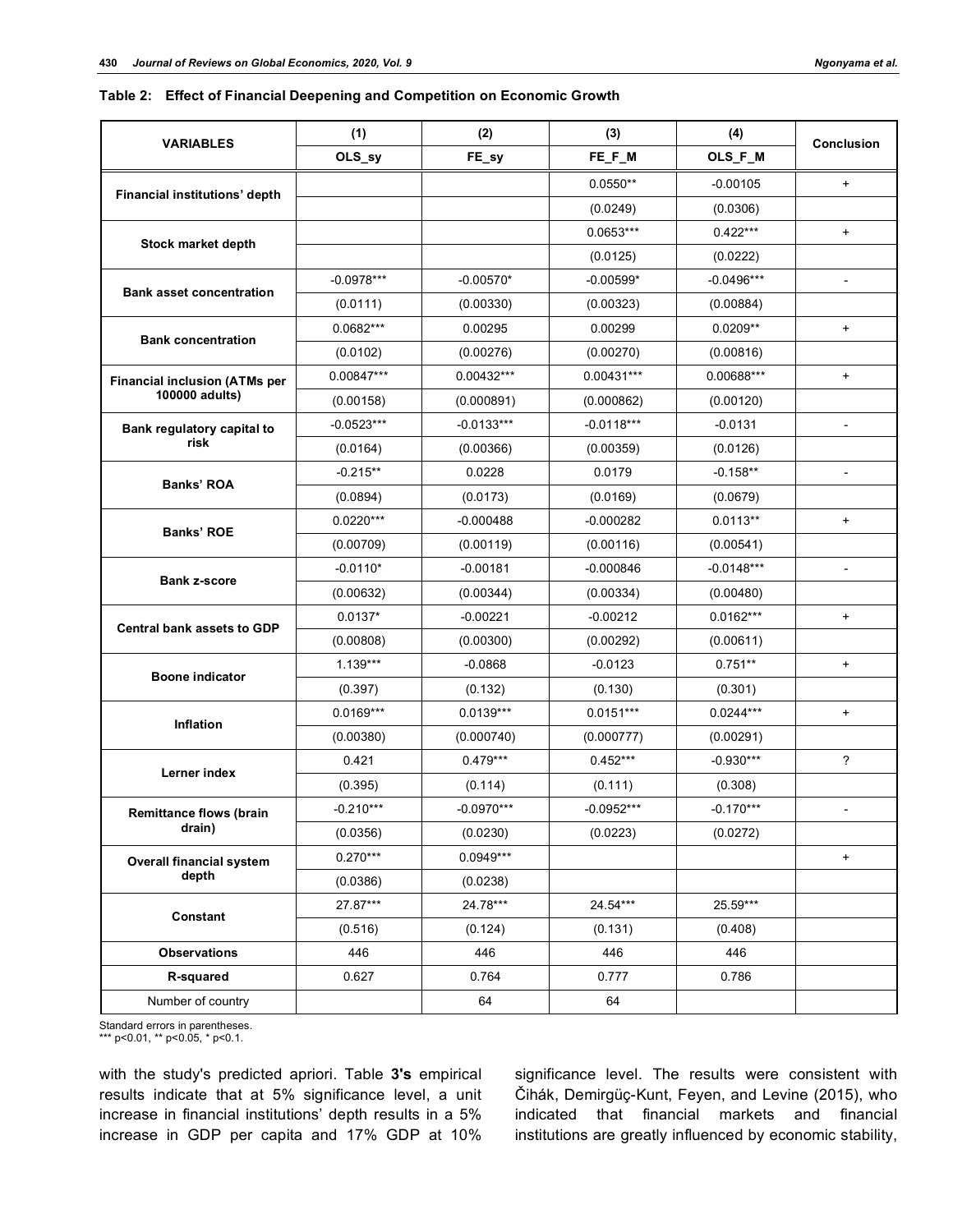**Table 2: Effect of Financial Deepening and Competition on Economic Growth**

| VARIABLES | (1) | (2) | (3) | (4) | Conclusion |
|---|---|---|---|---|---|
| | OLS_sy | FE_sy | FE_F_M | OLS_F_M | |
| Financial institutions' depth | | | 0.0550** | -0.00105 | + |
| | | | (0.0249) | (0.0306) | |
| Stock market depth | | | 0.0653*** | 0.422*** | + |
| | | | (0.0125) | (0.0222) | |
| Bank asset concentration | -0.0978*** | -0.00570* | -0.00599* | -0.0496*** | - |
| | (0.0111) | (0.00330) | (0.00323) | (0.00884) | |
| Bank concentration | 0.0682*** | 0.00295 | 0.00299 | 0.0209** | + |
| | (0.0102) | (0.00276) | (0.00270) | (0.00816) | |
| Financial inclusion (ATMs per 100000 adults) | 0.00847*** | 0.00432*** | 0.00431*** | 0.00688*** | + |
| | (0.00158) | (0.000891) | (0.000862) | (0.00120) | |
| Bank regulatory capital to risk | -0.0523*** | -0.0133*** | -0.0118*** | -0.0131 | - |
| | (0.0164) | (0.00366) | (0.00359) | (0.0126) | |
| Banks' ROA | -0.215** | 0.0228 | 0.0179 | -0.158** | - |
| | (0.0894) | (0.0173) | (0.0169) | (0.0679) | |
| Banks' ROE | 0.0220*** | -0.000488 | -0.000282 | 0.0113** | + |
| | (0.00709) | (0.00119) | (0.00116) | (0.00541) | |
| Bank z-score | -0.0110* | -0.00181 | -0.000846 | -0.0148*** | - |
| | (0.00632) | (0.00344) | (0.00334) | (0.00480) | |
| Central bank assets to GDP | 0.0137* | -0.00221 | -0.00212 | 0.0162*** | + |
| | (0.00808) | (0.00300) | (0.00292) | (0.00611) | |
| Boone indicator | 1.139*** | -0.0868 | -0.0123 | 0.751** | + |
| | (0.397) | (0.132) | (0.130) | (0.301) | |
| Inflation | 0.0169*** | 0.0139*** | 0.0151*** | 0.0244*** | + |
| | (0.00380) | (0.000740) | (0.000777) | (0.00291) | |
| Lerner index | 0.421 | 0.479*** | 0.452*** | -0.930*** | ? |
| | (0.395) | (0.114) | (0.111) | (0.308) | |
| Remittance flows (brain drain) | -0.210*** | -0.0970*** | -0.0952*** | -0.170*** | - |
| | (0.0356) | (0.0230) | (0.0223) | (0.0272) | |
| Overall financial system depth | 0.270*** | 0.0949*** | | | + |
| | (0.0386) | (0.0238) | | | |
| Constant | 27.87*** | 24.78*** | 24.54*** | 25.59*** | |
| | (0.516) | (0.124) | (0.131) | (0.408) | |
| Observations | 446 | 446 | 446 | 446 | |
| R-squared | 0.627 | 0.764 | 0.777 | 0.786 | |
| Number of country | | 64 | 64 | | |

Standard errors in parentheses.
*** p<0.01, ** p<0.05, * p<0.1.

with the study's predicted apriori. Table **3's** empirical results indicate that at 5% significance level, a unit increase in financial institutions' depth results in a 5% increase in GDP per capita and 17% GDP at 10% significance level. The results were consistent with Čihák, Demirgüç-Kunt, Feyen, and Levine (2015), who indicated that financial markets and financial institutions are greatly influenced by economic stability,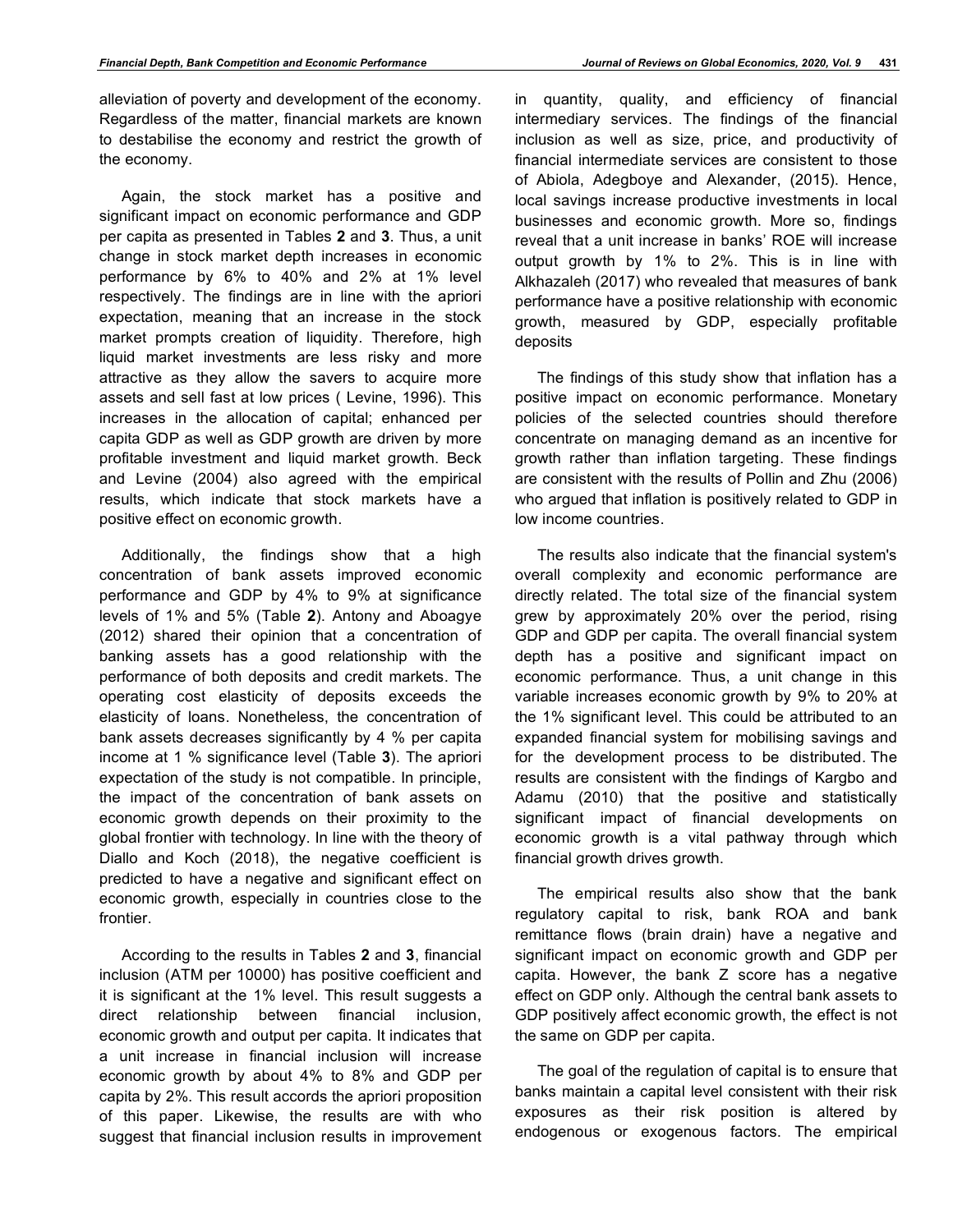alleviation of poverty and development of the economy. Regardless of the matter, financial markets are known to destabilise the economy and restrict the growth of the economy.

Again, the stock market has a positive and significant impact on economic performance and GDP per capita as presented in Tables **2** and **3**. Thus, a unit change in stock market depth increases in economic performance by 6% to 40% and 2% at 1% level respectively. The findings are in line with the apriori expectation, meaning that an increase in the stock market prompts creation of liquidity. Therefore, high liquid market investments are less risky and more attractive as they allow the savers to acquire more assets and sell fast at low prices ( Levine, 1996). This increases in the allocation of capital; enhanced per capita GDP as well as GDP growth are driven by more profitable investment and liquid market growth. Beck and Levine (2004) also agreed with the empirical results, which indicate that stock markets have a positive effect on economic growth.

Additionally, the findings show that a high concentration of bank assets improved economic performance and GDP by 4% to 9% at significance levels of 1% and 5% (Table **2**). Antony and Aboagye (2012) shared their opinion that a concentration of banking assets has a good relationship with the performance of both deposits and credit markets. The operating cost elasticity of deposits exceeds the elasticity of loans. Nonetheless, the concentration of bank assets decreases significantly by 4 % per capita income at 1 % significance level (Table **3**). The apriori expectation of the study is not compatible. In principle, the impact of the concentration of bank assets on economic growth depends on their proximity to the global frontier with technology. In line with the theory of Diallo and Koch (2018), the negative coefficient is predicted to have a negative and significant effect on economic growth, especially in countries close to the frontier.

According to the results in Tables **2** and **3**, financial inclusion (ATM per 10000) has positive coefficient and it is significant at the 1% level. This result suggests a direct relationship between financial inclusion, economic growth and output per capita. It indicates that a unit increase in financial inclusion will increase economic growth by about 4% to 8% and GDP per capita by 2%. This result accords the apriori proposition of this paper. Likewise, the results are with who suggest that financial inclusion results in improvement in quantity, quality, and efficiency of financial intermediary services. The findings of the financial inclusion as well as size, price, and productivity of financial intermediate services are consistent to those of Abiola, Adegboye and Alexander, (2015). Hence, local savings increase productive investments in local businesses and economic growth. More so, findings reveal that a unit increase in banks' ROE will increase output growth by 1% to 2%. This is in line with Alkhazaleh (2017) who revealed that measures of bank performance have a positive relationship with economic growth, measured by GDP, especially profitable deposits

The findings of this study show that inflation has a positive impact on economic performance. Monetary policies of the selected countries should therefore concentrate on managing demand as an incentive for growth rather than inflation targeting. These findings are consistent with the results of Pollin and Zhu (2006) who argued that inflation is positively related to GDP in low income countries.

The results also indicate that the financial system's overall complexity and economic performance are directly related. The total size of the financial system grew by approximately 20% over the period, rising GDP and GDP per capita. The overall financial system depth has a positive and significant impact on economic performance. Thus, a unit change in this variable increases economic growth by 9% to 20% at the 1% significant level. This could be attributed to an expanded financial system for mobilising savings and for the development process to be distributed. The results are consistent with the findings of Kargbo and Adamu (2010) that the positive and statistically significant impact of financial developments on economic growth is a vital pathway through which financial growth drives growth.

The empirical results also show that the bank regulatory capital to risk, bank ROA and bank remittance flows (brain drain) have a negative and significant impact on economic growth and GDP per capita. However, the bank Z score has a negative effect on GDP only. Although the central bank assets to GDP positively affect economic growth, the effect is not the same on GDP per capita.

The goal of the regulation of capital is to ensure that banks maintain a capital level consistent with their risk exposures as their risk position is altered by endogenous or exogenous factors. The empirical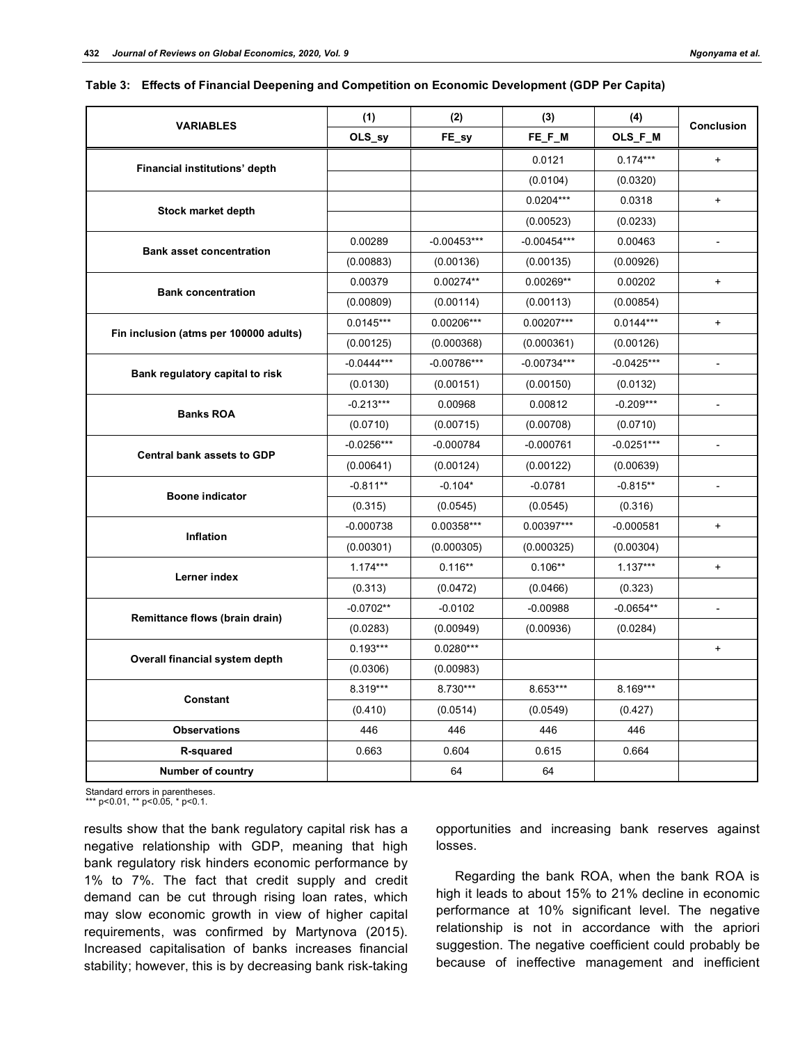**Table 3: Effects of Financial Deepening and Competition on Economic Development (GDP Per Capita)**

| VARIABLES | (1) | (2) | (3) | (4) | Conclusion |
|---|---|---|---|---|---|
| | OLS_sy | FE_sy | FE_F_M | OLS_F_M | |
| Financial institutions' depth | | | 0.0121 | 0.174*** | + |
| | | | (0.0104) | (0.0320) | |
| Stock market depth | | | 0.0204*** | 0.0318 | + |
| | | | (0.00523) | (0.0233) | |
| Bank asset concentration | 0.00289 | -0.00453*** | -0.00454*** | 0.00463 | - |
| | (0.00883) | (0.00136) | (0.00135) | (0.00926) | |
| Bank concentration | 0.00379 | 0.00274** | 0.00269** | 0.00202 | + |
| | (0.00809) | (0.00114) | (0.00113) | (0.00854) | |
| Fin inclusion (atms per 100000 adults) | 0.0145*** | 0.00206*** | 0.00207*** | 0.0144*** | + |
| | (0.00125) | (0.000368) | (0.000361) | (0.00126) | |
| Bank regulatory capital to risk | -0.0444*** | -0.00786*** | -0.00734*** | -0.0425*** | - |
| | (0.0130) | (0.00151) | (0.00150) | (0.0132) | |
| Banks ROA | -0.213*** | 0.00968 | 0.00812 | -0.209*** | - |
| | (0.0710) | (0.00715) | (0.00708) | (0.0710) | |
| Central bank assets to GDP | -0.0256*** | -0.000784 | -0.000761 | -0.0251*** | - |
| | (0.00641) | (0.00124) | (0.00122) | (0.00639) | |
| Boone indicator | -0.811** | -0.104* | -0.0781 | -0.815** | - |
| | (0.315) | (0.0545) | (0.0545) | (0.316) | |
| Inflation | -0.000738 | 0.00358*** | 0.00397*** | -0.000581 | + |
| | (0.00301) | (0.000305) | (0.000325) | (0.00304) | |
| Lerner index | 1.174*** | 0.116** | 0.106** | 1.137*** | + |
| | (0.313) | (0.0472) | (0.0466) | (0.323) | |
| Remittance flows (brain drain) | -0.0702** | -0.0102 | -0.00988 | -0.0654** | - |
| | (0.0283) | (0.00949) | (0.00936) | (0.0284) | |
| Overall financial system depth | 0.193*** | 0.0280*** | | | + |
| | (0.0306) | (0.00983) | | | |
| Constant | 8.319*** | 8.730*** | 8.653*** | 8.169*** | |
| | (0.410) | (0.0514) | (0.0549) | (0.427) | |
| Observations | 446 | 446 | 446 | 446 | |
| R-squared | 0.663 | 0.604 | 0.615 | 0.664 | |
| Number of country | | 64 | 64 | | |

Standard errors in parentheses.
*** p<0.01, ** p<0.05, * p<0.1.

results show that the bank regulatory capital risk has a negative relationship with GDP, meaning that high bank regulatory risk hinders economic performance by 1% to 7%. The fact that credit supply and credit demand can be cut through rising loan rates, which may slow economic growth in view of higher capital requirements, was confirmed by Martynova (2015). Increased capitalisation of banks increases financial stability; however, this is by decreasing bank risk-taking opportunities and increasing bank reserves against losses.

Regarding the bank ROA, when the bank ROA is high it leads to about 15% to 21% decline in economic performance at 10% significant level. The negative relationship is not in accordance with the apriori suggestion. The negative coefficient could probably be because of ineffective management and inefficient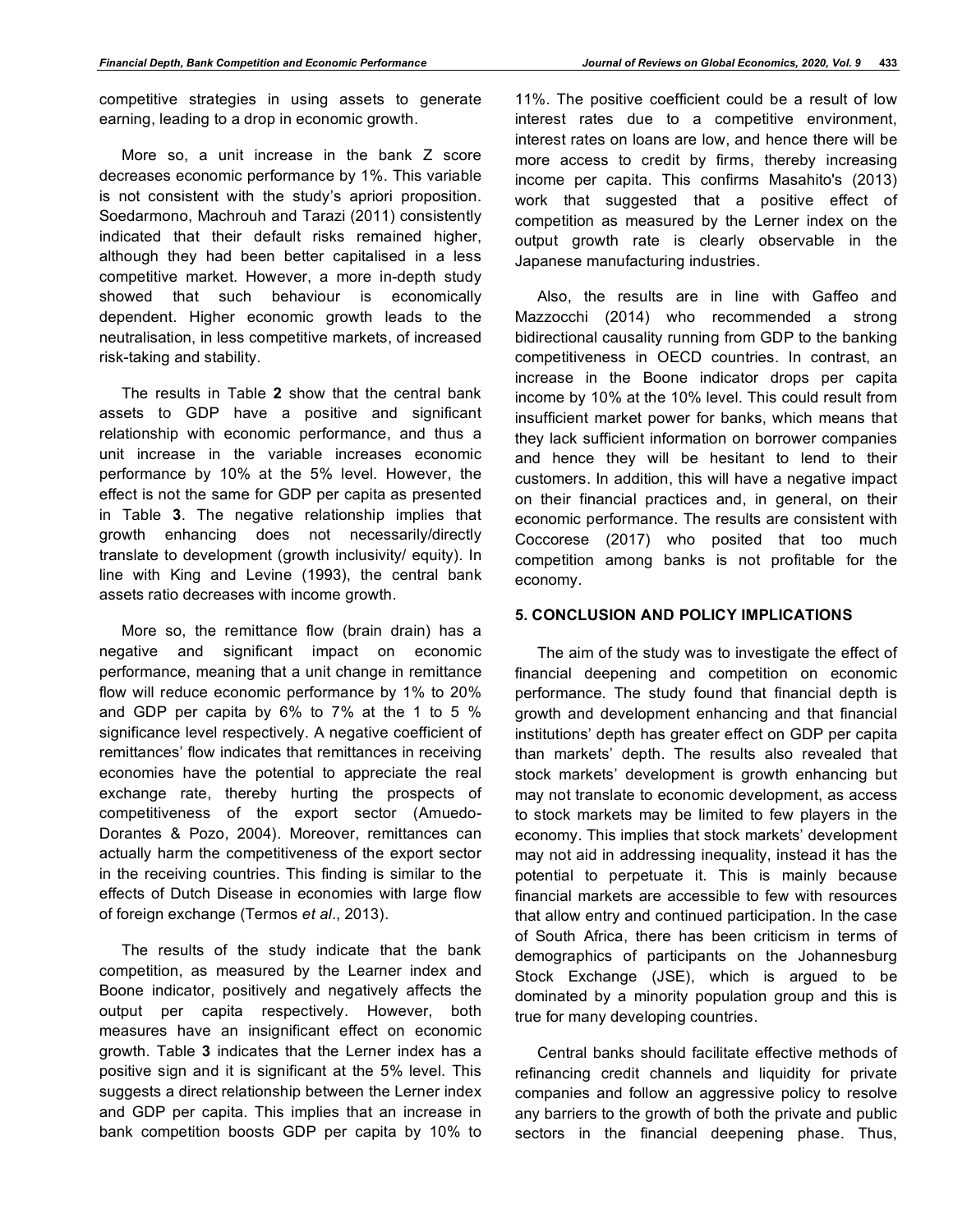competitive strategies in using assets to generate earning, leading to a drop in economic growth.

More so, a unit increase in the bank Z score decreases economic performance by 1%. This variable is not consistent with the study's apriori proposition. Soedarmono, Machrouh and Tarazi (2011) consistently indicated that their default risks remained higher, although they had been better capitalised in a less competitive market. However, a more in-depth study showed that such behaviour is economically dependent. Higher economic growth leads to the neutralisation, in less competitive markets, of increased risk-taking and stability.

The results in Table **2** show that the central bank assets to GDP have a positive and significant relationship with economic performance, and thus a unit increase in the variable increases economic performance by 10% at the 5% level. However, the effect is not the same for GDP per capita as presented in Table **3**. The negative relationship implies that growth enhancing does not necessarily/directly translate to development (growth inclusivity/ equity). In line with King and Levine (1993), the central bank assets ratio decreases with income growth.

More so, the remittance flow (brain drain) has a negative and significant impact on economic performance, meaning that a unit change in remittance flow will reduce economic performance by 1% to 20% and GDP per capita by 6% to 7% at the 1 to 5 % significance level respectively. A negative coefficient of remittances' flow indicates that remittances in receiving economies have the potential to appreciate the real exchange rate, thereby hurting the prospects of competitiveness of the export sector (Amuedo-Dorantes & Pozo, 2004). Moreover, remittances can actually harm the competitiveness of the export sector in the receiving countries. This finding is similar to the effects of Dutch Disease in economies with large flow of foreign exchange (Termos *et al*., 2013).

The results of the study indicate that the bank competition, as measured by the Learner index and Boone indicator, positively and negatively affects the output per capita respectively. However, both measures have an insignificant effect on economic growth. Table **3** indicates that the Lerner index has a positive sign and it is significant at the 5% level. This suggests a direct relationship between the Lerner index and GDP per capita. This implies that an increase in bank competition boosts GDP per capita by 10% to 11%. The positive coefficient could be a result of low interest rates due to a competitive environment, interest rates on loans are low, and hence there will be more access to credit by firms, thereby increasing income per capita. This confirms Masahito's (2013) work that suggested that a positive effect of competition as measured by the Lerner index on the output growth rate is clearly observable in the Japanese manufacturing industries.

Also, the results are in line with Gaffeo and Mazzocchi (2014) who recommended a strong bidirectional causality running from GDP to the banking competitiveness in OECD countries. In contrast, an increase in the Boone indicator drops per capita income by 10% at the 10% level. This could result from insufficient market power for banks, which means that they lack sufficient information on borrower companies and hence they will be hesitant to lend to their customers. In addition, this will have a negative impact on their financial practices and, in general, on their economic performance. The results are consistent with Coccorese (2017) who posited that too much competition among banks is not profitable for the economy.

## 5. CONCLUSION AND POLICY IMPLICATIONS

The aim of the study was to investigate the effect of financial deepening and competition on economic performance. The study found that financial depth is growth and development enhancing and that financial institutions' depth has greater effect on GDP per capita than markets' depth. The results also revealed that stock markets' development is growth enhancing but may not translate to economic development, as access to stock markets may be limited to few players in the economy. This implies that stock markets' development may not aid in addressing inequality, instead it has the potential to perpetuate it. This is mainly because financial markets are accessible to few with resources that allow entry and continued participation. In the case of South Africa, there has been criticism in terms of demographics of participants on the Johannesburg Stock Exchange (JSE), which is argued to be dominated by a minority population group and this is true for many developing countries.

Central banks should facilitate effective methods of refinancing credit channels and liquidity for private companies and follow an aggressive policy to resolve any barriers to the growth of both the private and public sectors in the financial deepening phase. Thus,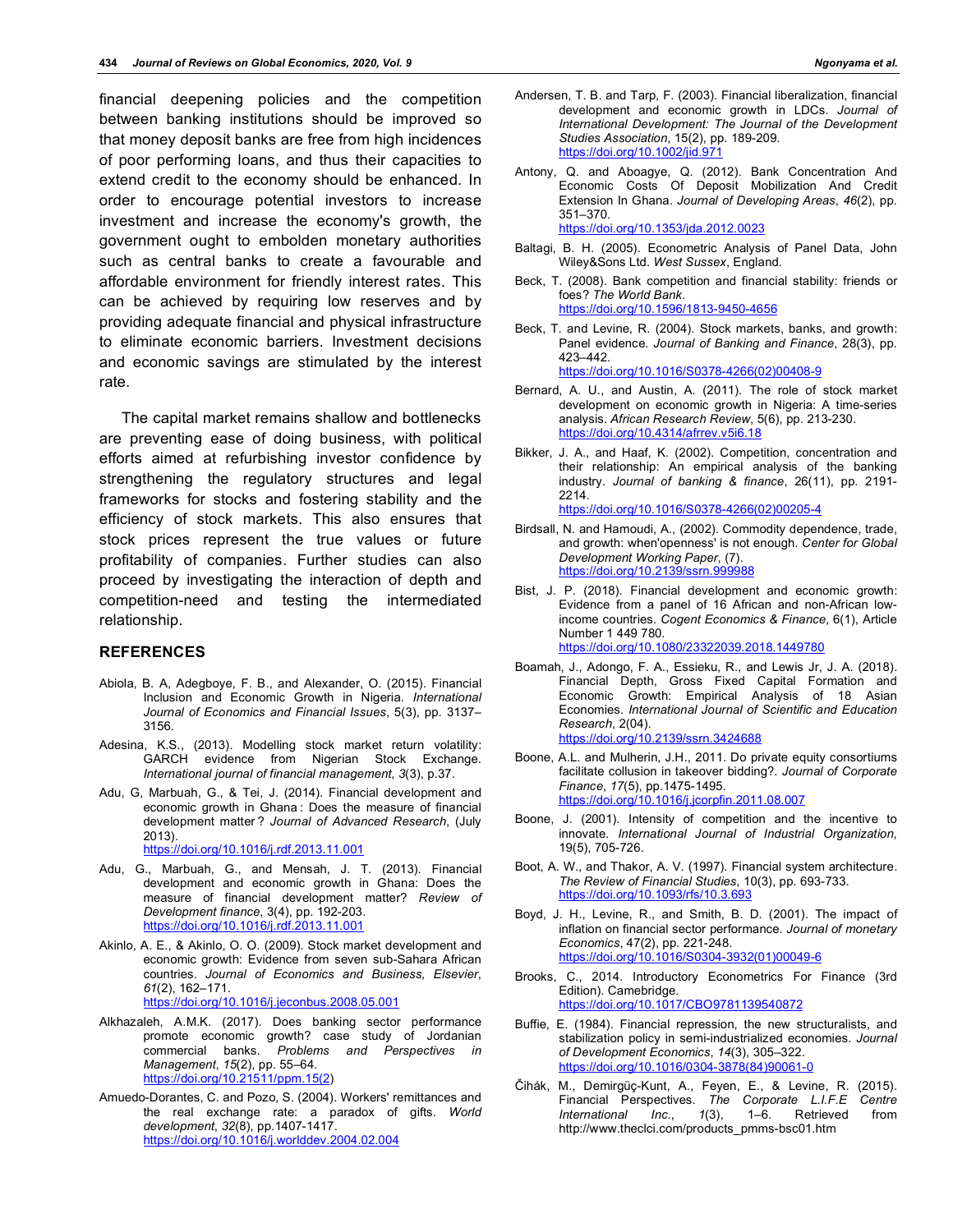financial deepening policies and the competition between banking institutions should be improved so that money deposit banks are free from high incidences of poor performing loans, and thus their capacities to extend credit to the economy should be enhanced. In order to encourage potential investors to increase investment and increase the economy's growth, the government ought to embolden monetary authorities such as central banks to create a favourable and affordable environment for friendly interest rates. This can be achieved by requiring low reserves and by providing adequate financial and physical infrastructure to eliminate economic barriers. Investment decisions and economic savings are stimulated by the interest rate.

The capital market remains shallow and bottlenecks are preventing ease of doing business, with political efforts aimed at refurbishing investor confidence by strengthening the regulatory structures and legal frameworks for stocks and fostering stability and the efficiency of stock markets. This also ensures that stock prices represent the true values or future profitability of companies. Further studies can also proceed by investigating the interaction of depth and competition-need and testing the intermediated relationship.

## REFERENCES

Abiola, B. A, Adegboye, F. B., and Alexander, O. (2015). Financial Inclusion and Economic Growth in Nigeria. *International Journal of Economics and Financial Issues*, 5(3), pp. 3137–3156.

Adesina, K.S., (2013). Modelling stock market return volatility: GARCH evidence from Nigerian Stock Exchange. *International journal of financial management*, *3*(3), p.37.

Adu, G, Marbuah, G., & Tei, J. (2014). Financial development and economic growth in Ghana : Does the measure of financial development matter ? *Journal of Advanced Research*, (July 2013). https://doi.org/10.1016/j.rdf.2013.11.001

Adu, G., Marbuah, G., and Mensah, J. T. (2013). Financial development and economic growth in Ghana: Does the measure of financial development matter? *Review of Development finance*, 3(4), pp. 192-203. https://doi.org/10.1016/j.rdf.2013.11.001

Akinlo, A. E., & Akinlo, O. O. (2009). Stock market development and economic growth: Evidence from seven sub-Sahara African countries. *Journal of Economics and Business, Elsevier*, *61*(2), 162–171. https://doi.org/10.1016/j.jeconbus.2008.05.001

Alkhazaleh, A.M.K. (2017). Does banking sector performance promote economic growth? case study of Jordanian commercial banks. *Problems and Perspectives in Management*, *15*(2), pp. 55–64. https://doi.org/10.21511/ppm.15(2)

Amuedo-Dorantes, C. and Pozo, S. (2004). Workers' remittances and the real exchange rate: a paradox of gifts. *World development*, *32*(8), pp.1407-1417. https://doi.org/10.1016/j.worlddev.2004.02.004

Andersen, T. B. and Tarp, F. (2003). Financial liberalization, financial development and economic growth in LDCs. *Journal of International Development: The Journal of the Development Studies Association*, 15(2), pp. 189-209. https://doi.org/10.1002/jid.971

Antony, Q. and Aboagye, Q. (2012). Bank Concentration And Economic Costs Of Deposit Mobilization And Credit Extension In Ghana. *Journal of Developing Areas*, *46*(2), pp. 351–370. https://doi.org/10.1353/jda.2012.0023

Baltagi, B. H. (2005). Econometric Analysis of Panel Data, John Wiley&Sons Ltd. *West Sussex*, England.

Beck, T. (2008). Bank competition and financial stability: friends or foes? *The World Bank*. https://doi.org/10.1596/1813-9450-4656

Beck, T. and Levine, R. (2004). Stock markets, banks, and growth: Panel evidence. *Journal of Banking and Finance*, 28(3), pp. 423–442. https://doi.org/10.1016/S0378-4266(02)00408-9

Bernard, A. U., and Austin, A. (2011). The role of stock market development on economic growth in Nigeria: A time-series analysis. *African Research Review*, 5(6), pp. 213-230. https://doi.org/10.4314/afrrev.v5i6.18

Bikker, J. A., and Haaf, K. (2002). Competition, concentration and their relationship: An empirical analysis of the banking industry. *Journal of banking & finance*, 26(11), pp. 2191-2214. https://doi.org/10.1016/S0378-4266(02)00205-4

Birdsall, N. and Hamoudi, A., (2002). Commodity dependence, trade, and growth: when'openness' is not enough. *Center for Global Development Working Paper*, (7). https://doi.org/10.2139/ssrn.999988

Bist, J. P. (2018). Financial development and economic growth: Evidence from a panel of 16 African and non-African low-income countries. *Cogent Economics & Finance*, 6(1), Article Number 1 449 780. https://doi.org/10.1080/23322039.2018.1449780

Boamah, J., Adongo, F. A., Essieku, R., and Lewis Jr, J. A. (2018). Financial Depth, Gross Fixed Capital Formation and Economic Growth: Empirical Analysis of 18 Asian Economies. *International Journal of Scientific and Education Research*, 2(04). https://doi.org/10.2139/ssrn.3424688

Boone, A.L. and Mulherin, J.H., 2011. Do private equity consortiums facilitate collusion in takeover bidding?. *Journal of Corporate Finance*, *17*(5), pp.1475-1495. https://doi.org/10.1016/j.jcorpfin.2011.08.007

Boone, J. (2001). Intensity of competition and the incentive to innovate. *International Journal of Industrial Organization*, 19(5), 705-726.

Boot, A. W., and Thakor, A. V. (1997). Financial system architecture. *The Review of Financial Studies*, 10(3), pp. 693-733. https://doi.org/10.1093/rfs/10.3.693

Boyd, J. H., Levine, R., and Smith, B. D. (2001). The impact of inflation on financial sector performance. *Journal of monetary Economics*, 47(2), pp. 221-248. https://doi.org/10.1016/S0304-3932(01)00049-6

Brooks, C., 2014. Introductory Econometrics For Finance (3rd Edition). Camebridge. https://doi.org/10.1017/CBO9781139540872

Buffie, E. (1984). Financial repression, the new structuralists, and stabilization policy in semi-industrialized economies. *Journal of Development Economics*, *14*(3), 305–322. https://doi.org/10.1016/0304-3878(84)90061-0

Čihák, M., Demirgüç-Kunt, A., Feyen, E., & Levine, R. (2015). Financial Perspectives. *The Corporate L.I.F.E Centre International Inc.*, *1*(3), 1–6. Retrieved from http://www.theclci.com/products_pmms-bsc01.htm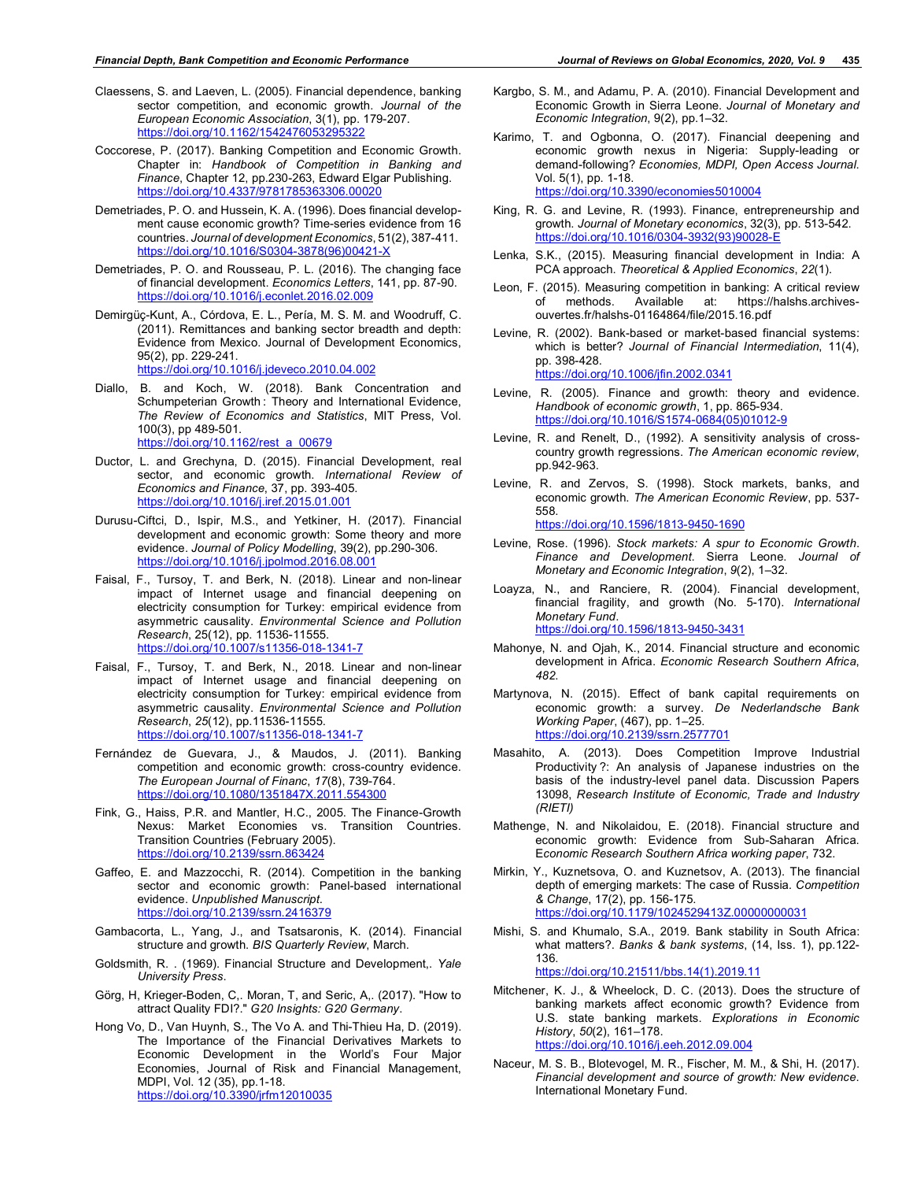Claessens, S. and Laeven, L. (2005). Financial dependence, banking sector competition, and economic growth. *Journal of the European Economic Association*, 3(1), pp. 179-207. https://doi.org/10.1162/1542476053295322

Coccorese, P. (2017). Banking Competition and Economic Growth. Chapter in: *Handbook of Competition in Banking and Finance*, Chapter 12, pp.230-263, Edward Elgar Publishing. https://doi.org/10.4337/9781785363306.00020

Demetriades, P. O. and Hussein, K. A. (1996). Does financial development cause economic growth? Time-series evidence from 16 countries. *Journal of development Economics*, 51(2), 387-411. https://doi.org/10.1016/S0304-3878(96)00421-X

Demetriades, P. O. and Rousseau, P. L. (2016). The changing face of financial development. *Economics Letters*, 141, pp. 87-90. https://doi.org/10.1016/j.econlet.2016.02.009

Demirgüç-Kunt, A., Córdova, E. L., Pería, M. S. M. and Woodruff, C. (2011). Remittances and banking sector breadth and depth: Evidence from Mexico. Journal of Development Economics, 95(2), pp. 229-241. https://doi.org/10.1016/j.jdeveco.2010.04.002

Diallo, B. and Koch, W. (2018). Bank Concentration and Schumpeterian Growth : Theory and International Evidence, *The Review of Economics and Statistics*, MIT Press, Vol. 100(3), pp 489-501. https://doi.org/10.1162/rest_a_00679

Ductor, L. and Grechyna, D. (2015). Financial Development, real sector, and economic growth. *International Review of Economics and Finance*, 37, pp. 393-405. https://doi.org/10.1016/j.iref.2015.01.001

Durusu-Ciftci, D., Ispir, M.S., and Yetkiner, H. (2017). Financial development and economic growth: Some theory and more evidence. *Journal of Policy Modelling*, 39(2), pp.290-306. https://doi.org/10.1016/j.jpolmod.2016.08.001

Faisal, F., Tursoy, T. and Berk, N. (2018). Linear and non-linear impact of Internet usage and financial deepening on electricity consumption for Turkey: empirical evidence from asymmetric causality. *Environmental Science and Pollution Research*, 25(12), pp. 11536-11555. https://doi.org/10.1007/s11356-018-1341-7

Faisal, F., Tursoy, T. and Berk, N., 2018. Linear and non-linear impact of Internet usage and financial deepening on electricity consumption for Turkey: empirical evidence from asymmetric causality. *Environmental Science and Pollution Research*, *25*(12), pp.11536-11555. https://doi.org/10.1007/s11356-018-1341-7

Fernández de Guevara, J., & Maudos, J. (2011). Banking competition and economic growth: cross-country evidence. *The European Journal of Financ*, *17*(8), 739-764. https://doi.org/10.1080/1351847X.2011.554300

Fink, G., Haiss, P.R. and Mantler, H.C., 2005. The Finance-Growth Nexus: Market Economies vs. Transition Countries. Transition Countries (February 2005). https://doi.org/10.2139/ssrn.863424

Gaffeo, E. and Mazzocchi, R. (2014). Competition in the banking sector and economic growth: Panel-based international evidence. *Unpublished Manuscript*. https://doi.org/10.2139/ssrn.2416379

Gambacorta, L., Yang, J., and Tsatsaronis, K. (2014). Financial structure and growth. *BIS Quarterly Review*, March.

Goldsmith, R. . (1969). Financial Structure and Development,. *Yale University Press*.

Görg, H, Krieger-Boden, C,. Moran, T, and Seric, A,. (2017). "How to attract Quality FDI?." *G20 Insights: G20 Germany*.

Hong Vo, D., Van Huynh, S., The Vo A. and Thi-Thieu Ha, D. (2019). The Importance of the Financial Derivatives Markets to Economic Development in the World's Four Major Economies, Journal of Risk and Financial Management, MDPI, Vol. 12 (35), pp.1-18. https://doi.org/10.3390/jrfm12010035

Kargbo, S. M., and Adamu, P. A. (2010). Financial Development and Economic Growth in Sierra Leone. *Journal of Monetary and Economic Integration*, 9(2), pp.1–32.

Karimo, T. and Ogbonna, O. (2017). Financial deepening and economic growth nexus in Nigeria: Supply-leading or demand-following? *Economies, MDPI, Open Access Journal*. Vol. 5(1), pp. 1-18. https://doi.org/10.3390/economies5010004

King, R. G. and Levine, R. (1993). Finance, entrepreneurship and growth. *Journal of Monetary economics*, 32(3), pp. 513-542. https://doi.org/10.1016/0304-3932(93)90028-E

Lenka, S.K., (2015). Measuring financial development in India: A PCA approach. *Theoretical & Applied Economics*, *22*(1).

Leon, F. (2015). Measuring competition in banking: A critical review of methods. Available at: https://halshs.archives-ouvertes.fr/halshs-01164864/file/2015.16.pdf

Levine, R. (2002). Bank-based or market-based financial systems: which is better? *Journal of Financial Intermediation*, 11(4), pp. 398-428. https://doi.org/10.1006/jfin.2002.0341

Levine, R. (2005). Finance and growth: theory and evidence. *Handbook of economic growth*, 1, pp. 865-934. https://doi.org/10.1016/S1574-0684(05)01012-9

Levine, R. and Renelt, D., (1992). A sensitivity analysis of cross-country growth regressions. *The American economic review*, pp.942-963.

Levine, R. and Zervos, S. (1998). Stock markets, banks, and economic growth. *The American Economic Review*, pp. 537-558. https://doi.org/10.1596/1813-9450-1690

Levine, Rose. (1996). *Stock markets: A spur to Economic Growth*. *Finance and Development*. Sierra Leone. *Journal of Monetary and Economic Integration*, *9*(2), 1–32.

Loayza, N., and Ranciere, R. (2004). Financial development, financial fragility, and growth (No. 5-170). *International Monetary Fund*. https://doi.org/10.1596/1813-9450-3431

Mahonye, N. and Ojah, K., 2014. Financial structure and economic development in Africa. *Economic Research Southern Africa*, *482*.

Martynova, N. (2015). Effect of bank capital requirements on economic growth: a survey. *De Nederlandsche Bank Working Paper*, (467), pp. 1–25. https://doi.org/10.2139/ssrn.2577701

Masahito, A. (2013). Does Competition Improve Industrial Productivity?: An analysis of Japanese industries on the basis of the industry-level panel data. Discussion Papers 13098, *Research Institute of Economic, Trade and Industry (RIETI)*

Mathenge, N. and Nikolaidou, E. (2018). Financial structure and economic growth: Evidence from Sub-Saharan Africa. *Economic Research Southern Africa working paper*, 732.

Mirkin, Y., Kuznetsova, O. and Kuznetsov, A. (2013). The financial depth of emerging markets: The case of Russia. *Competition & Change*, 17(2), pp. 156-175. https://doi.org/10.1179/1024529413Z.00000000031

Mishi, S. and Khumalo, S.A., 2019. Bank stability in South Africa: what matters?. *Banks & bank systems*, (14, Iss. 1), pp.122-136. https://doi.org/10.21511/bbs.14(1).2019.11

Mitchener, K. J., & Wheelock, D. C. (2013). Does the structure of banking markets affect economic growth? Evidence from U.S. state banking markets. *Explorations in Economic History*, *50*(2), 161–178. https://doi.org/10.1016/j.eeh.2012.09.004

Naceur, M. S. B., Blotevogel, M. R., Fischer, M. M., & Shi, H. (2017). *Financial development and source of growth: New evidence*. International Monetary Fund.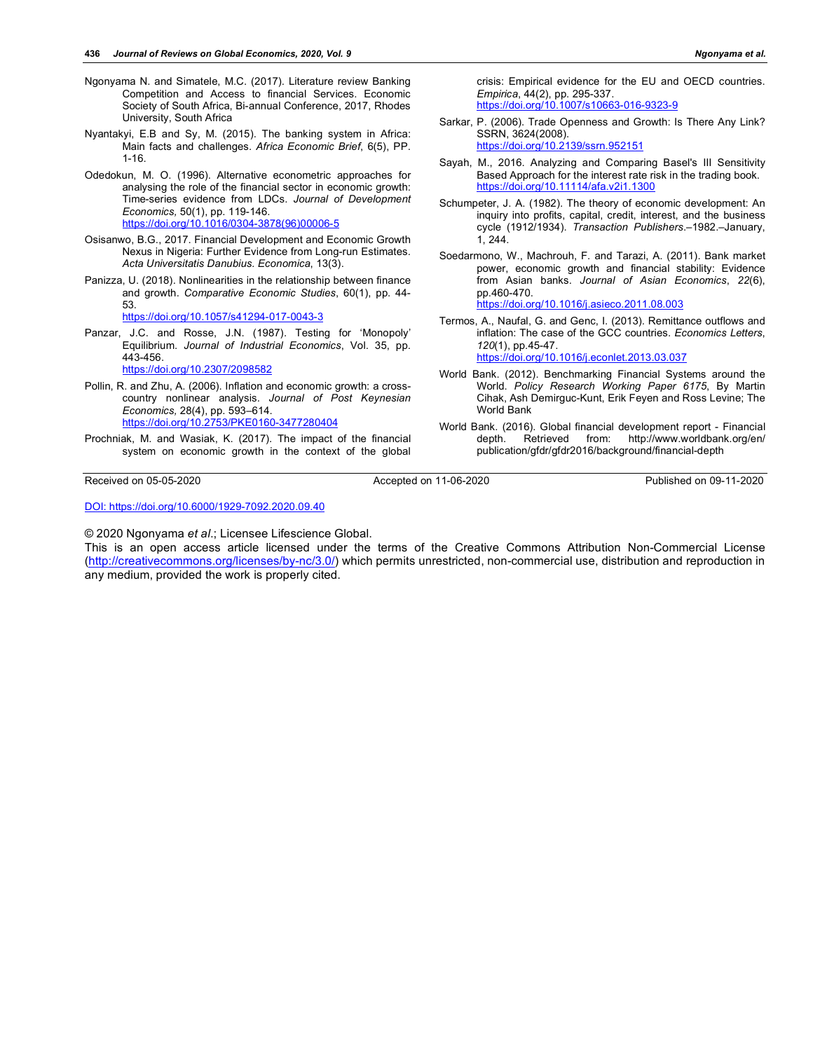Ngonyama N. and Simatele, M.C. (2017). Literature review Banking Competition and Access to financial Services. Economic Society of South Africa, Bi-annual Conference, 2017, Rhodes University, South Africa

Nyantakyi, E.B and Sy, M. (2015). The banking system in Africa: Main facts and challenges. *Africa Economic Brief*, 6(5), PP. 1-16.

Odedokun, M. O. (1996). Alternative econometric approaches for analysing the role of the financial sector in economic growth: Time-series evidence from LDCs. *Journal of Development Economics*, 50(1), pp. 119-146. https://doi.org/10.1016/0304-3878(96)00006-5

Osisanwo, B.G., 2017. Financial Development and Economic Growth Nexus in Nigeria: Further Evidence from Long-run Estimates. *Acta Universitatis Danubius. Economica*, 13(3).

Panizza, U. (2018). Nonlinearities in the relationship between finance and growth. *Comparative Economic Studies*, 60(1), pp. 44-53. https://doi.org/10.1057/s41294-017-0043-3

Panzar, J.C. and Rosse, J.N. (1987). Testing for 'Monopoly' Equilibrium. *Journal of Industrial Economics*, Vol. 35, pp. 443-456. https://doi.org/10.2307/2098582

Pollin, R. and Zhu, A. (2006). Inflation and economic growth: a cross-country nonlinear analysis. *Journal of Post Keynesian Economics,* 28(4), pp. 593–614. https://doi.org/10.2753/PKE0160-3477280404

Prochniak, M. and Wasiak, K. (2017). The impact of the financial system on economic growth in the context of the global crisis: Empirical evidence for the EU and OECD countries. *Empirica*, 44(2), pp. 295-337. https://doi.org/10.1007/s10663-016-9323-9

Sarkar, P. (2006). Trade Openness and Growth: Is There Any Link? SSRN, 3624(2008). https://doi.org/10.2139/ssrn.952151

Sayah, M., 2016. Analyzing and Comparing Basel's III Sensitivity Based Approach for the interest rate risk in the trading book. https://doi.org/10.11114/afa.v2i1.1300

Schumpeter, J. A. (1982). The theory of economic development: An inquiry into profits, capital, credit, interest, and the business cycle (1912/1934). *Transaction Publishers*.–1982.–January, 1, 244.

Soedarmono, W., Machrouh, F. and Tarazi, A. (2011). Bank market power, economic growth and financial stability: Evidence from Asian banks. *Journal of Asian Economics*, *22*(6), pp.460-470. https://doi.org/10.1016/j.asieco.2011.08.003

Termos, A., Naufal, G. and Genc, I. (2013). Remittance outflows and inflation: The case of the GCC countries. *Economics Letters*, *120*(1), pp.45-47. https://doi.org/10.1016/j.econlet.2013.03.037

World Bank. (2012). Benchmarking Financial Systems around the World. *Policy Research Working Paper 6175*, By Martin Cihak, Ash Demirguc-Kunt, Erik Feyen and Ross Levine; The World Bank

World Bank. (2016). Global financial development report - Financial depth. Retrieved from: http://www.worldbank.org/en/publication/gfdr/gfdr2016/background/financial-depth

Received on 05-05-2020 Accepted on 11-06-2020 Published on 09-11-2020

DOI: https://doi.org/10.6000/1929-7092.2020.09.40

© 2020 Ngonyama *et al*.; Licensee Lifescience Global.

This is an open access article licensed under the terms of the Creative Commons Attribution Non-Commercial License (http://creativecommons.org/licenses/by-nc/3.0/) which permits unrestricted, non-commercial use, distribution and reproduction in any medium, provided the work is properly cited.